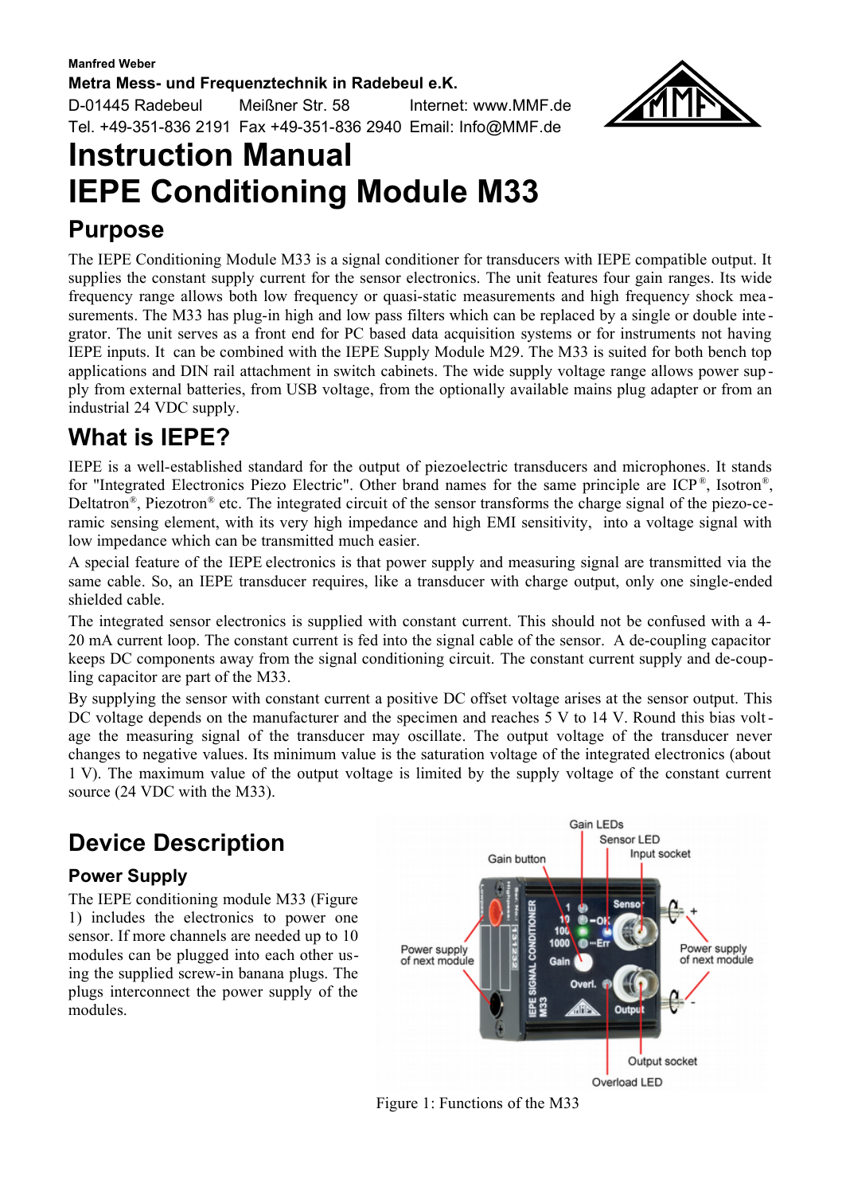Manfred Weber

**Metra Mess- und Frequenztechnik in Radebeul e.K.**

D-01445 Radebeul Meißner Str. 58 Internet: www.MMF.de

Tel. +49-351-836 2191 Fax +49-351-836 2940 Email: Info@MMF.de

# Instruction Manual
# IEPE Conditioning Module M33

## Purpose

The IEPE Conditioning Module M33 is a signal conditioner for transducers with IEPE compatible output. It supplies the constant supply current for the sensor electronics. The unit features four gain ranges. Its wide frequency range allows both low frequency or quasi-static measurements and high frequency shock measurements. The M33 has plug-in high and low pass filters which can be replaced by a single or double integrator. The unit serves as a front end for PC based data acquisition systems or for instruments not having IEPE inputs. It can be combined with the IEPE Supply Module M29. The M33 is suited for both bench top applications and DIN rail attachment in switch cabinets. The wide supply voltage range allows power supply from external batteries, from USB voltage, from the optionally available mains plug adapter or from an industrial 24 VDC supply.

## What is IEPE?

IEPE is a well-established standard for the output of piezoelectric transducers and microphones. It stands for "Integrated Electronics Piezo Electric". Other brand names for the same principle are ICP®, Isotron®, Deltatron®, Piezotron® etc. The integrated circuit of the sensor transforms the charge signal of the piezo-ceramic sensing element, with its very high impedance and high EMI sensitivity, into a voltage signal with low impedance which can be transmitted much easier.

A special feature of the IEPE electronics is that power supply and measuring signal are transmitted via the same cable. So, an IEPE transducer requires, like a transducer with charge output, only one single-ended shielded cable.

The integrated sensor electronics is supplied with constant current. This should not be confused with a 4-20 mA current loop. The constant current is fed into the signal cable of the sensor. A de-coupling capacitor keeps DC components away from the signal conditioning circuit. The constant current supply and de-coupling capacitor are part of the M33.

By supplying the sensor with constant current a positive DC offset voltage arises at the sensor output. This DC voltage depends on the manufacturer and the specimen and reaches 5 V to 14 V. Round this bias voltage the measuring signal of the transducer may oscillate. The output voltage of the transducer never changes to negative values. Its minimum value is the saturation voltage of the integrated electronics (about 1 V). The maximum value of the output voltage is limited by the supply voltage of the constant current source (24 VDC with the M33).

## Device Description

### Power Supply

The IEPE conditioning module M33 (Figure 1) includes the electronics to power one sensor. If more channels are needed up to 10 modules can be plugged into each other using the supplied screw-in banana plugs. The plugs interconnect the power supply of the modules.

Figure 1: Functions of the M33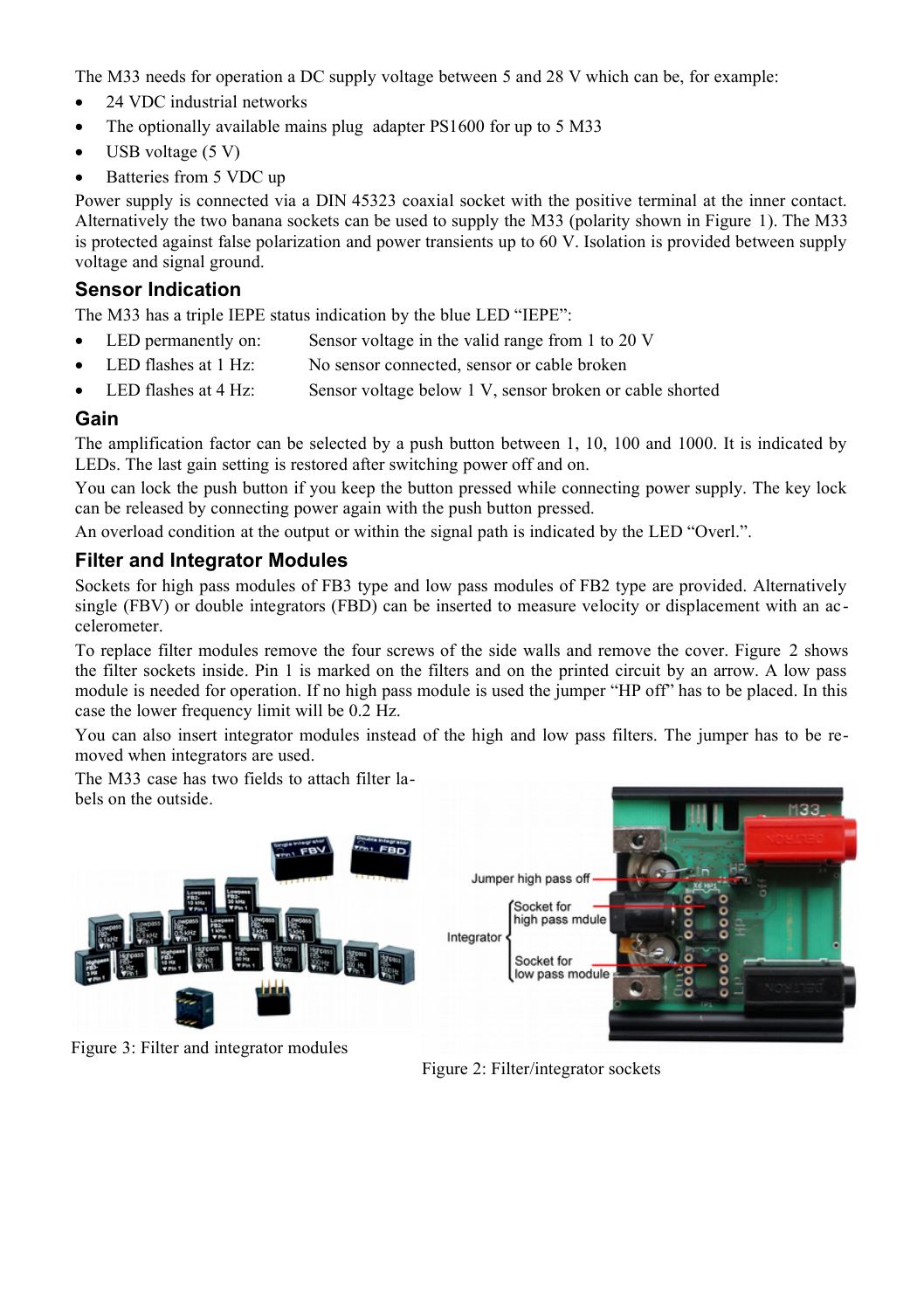The M33 needs for operation a DC supply voltage between 5 and 28 V which can be, for example:

- 24 VDC industrial networks
- The optionally available mains plug adapter PS1600 for up to 5 M33
- USB voltage (5 V)
- Batteries from 5 VDC up

Power supply is connected via a DIN 45323 coaxial socket with the positive terminal at the inner contact. Alternatively the two banana sockets can be used to supply the M33 (polarity shown in Figure 1). The M33 is protected against false polarization and power transients up to 60 V. Isolation is provided between supply voltage and signal ground.

### Sensor Indication

The M33 has a triple IEPE status indication by the blue LED "IEPE":

- LED permanently on: Sensor voltage in the valid range from 1 to 20 V
- LED flashes at 1 Hz: No sensor connected, sensor or cable broken
- LED flashes at 4 Hz: Sensor voltage below 1 V, sensor broken or cable shorted

### Gain

The amplification factor can be selected by a push button between 1, 10, 100 and 1000. It is indicated by LEDs. The last gain setting is restored after switching power off and on.

You can lock the push button if you keep the button pressed while connecting power supply. The key lock can be released by connecting power again with the push button pressed.

An overload condition at the output or within the signal path is indicated by the LED "Overl.".

### Filter and Integrator Modules

Sockets for high pass modules of FB3 type and low pass modules of FB2 type are provided. Alternatively single (FBV) or double integrators (FBD) can be inserted to measure velocity or displacement with an accelerometer.

To replace filter modules remove the four screws of the side walls and remove the cover. Figure 2 shows the filter sockets inside. Pin 1 is marked on the filters and on the printed circuit by an arrow. A low pass module is needed for operation. If no high pass module is used the jumper "HP off" has to be placed. In this case the lower frequency limit will be 0.2 Hz.

You can also insert integrator modules instead of the high and low pass filters. The jumper has to be removed when integrators are used.

The M33 case has two fields to attach filter labels on the outside.

Figure 3: Filter and integrator modules

Figure 2: Filter/integrator sockets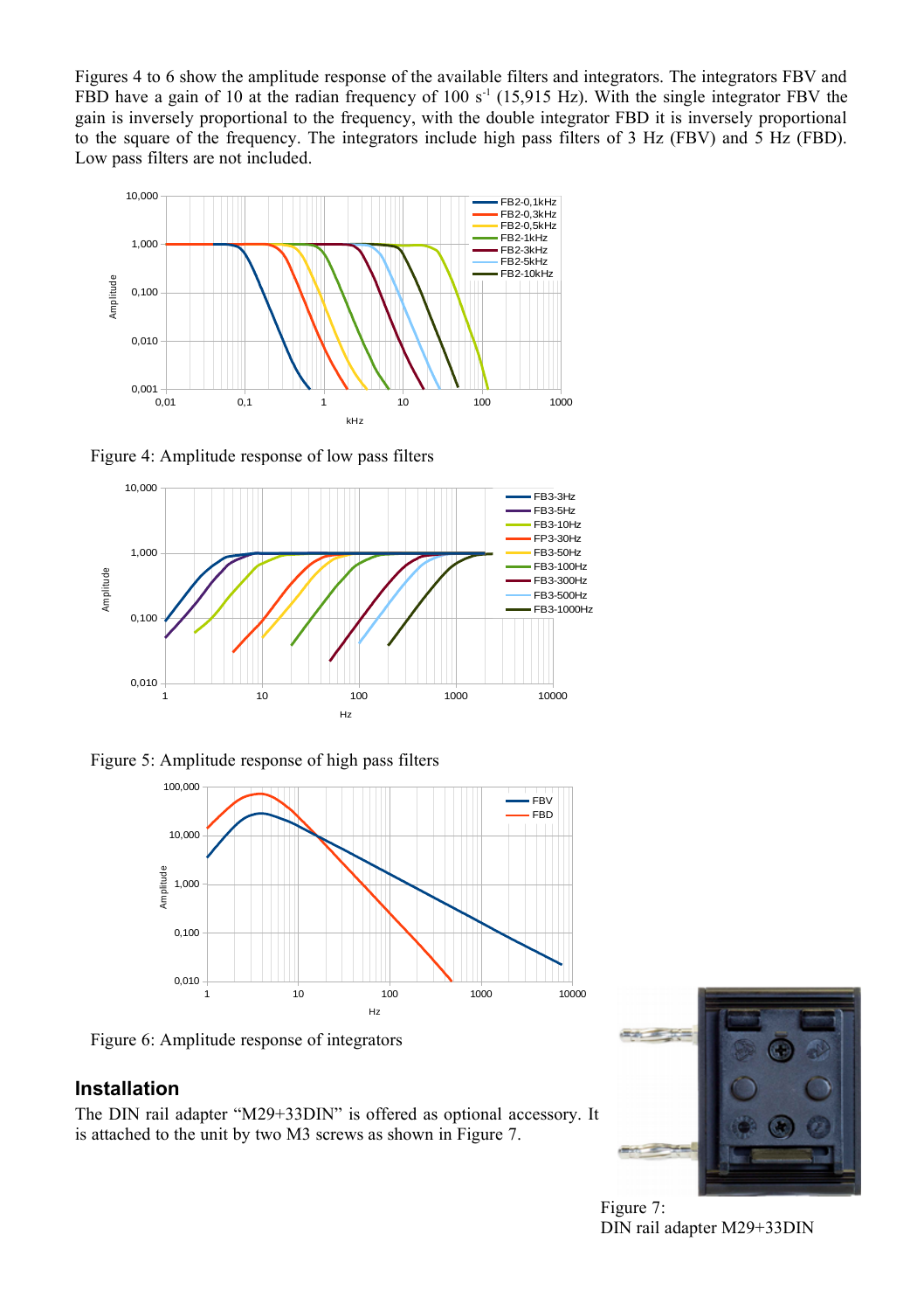Figures 4 to 6 show the amplitude response of the available filters and integrators. The integrators FBV and FBD have a gain of 10 at the radian frequency of 100 s$^{-1}$ (15,915 Hz). With the single integrator FBV the gain is inversely proportional to the frequency, with the double integrator FBD it is inversely proportional to the square of the frequency. The integrators include high pass filters of 3 Hz (FBV) and 5 Hz (FBD). Low pass filters are not included.

Figure 4: Amplitude response of low pass filters

Figure 5: Amplitude response of high pass filters

Figure 6: Amplitude response of integrators

## Installation

The DIN rail adapter "M29+33DIN" is offered as optional accessory. It is attached to the unit by two M3 screws as shown in Figure 7.

Figure 7:
DIN rail adapter M29+33DIN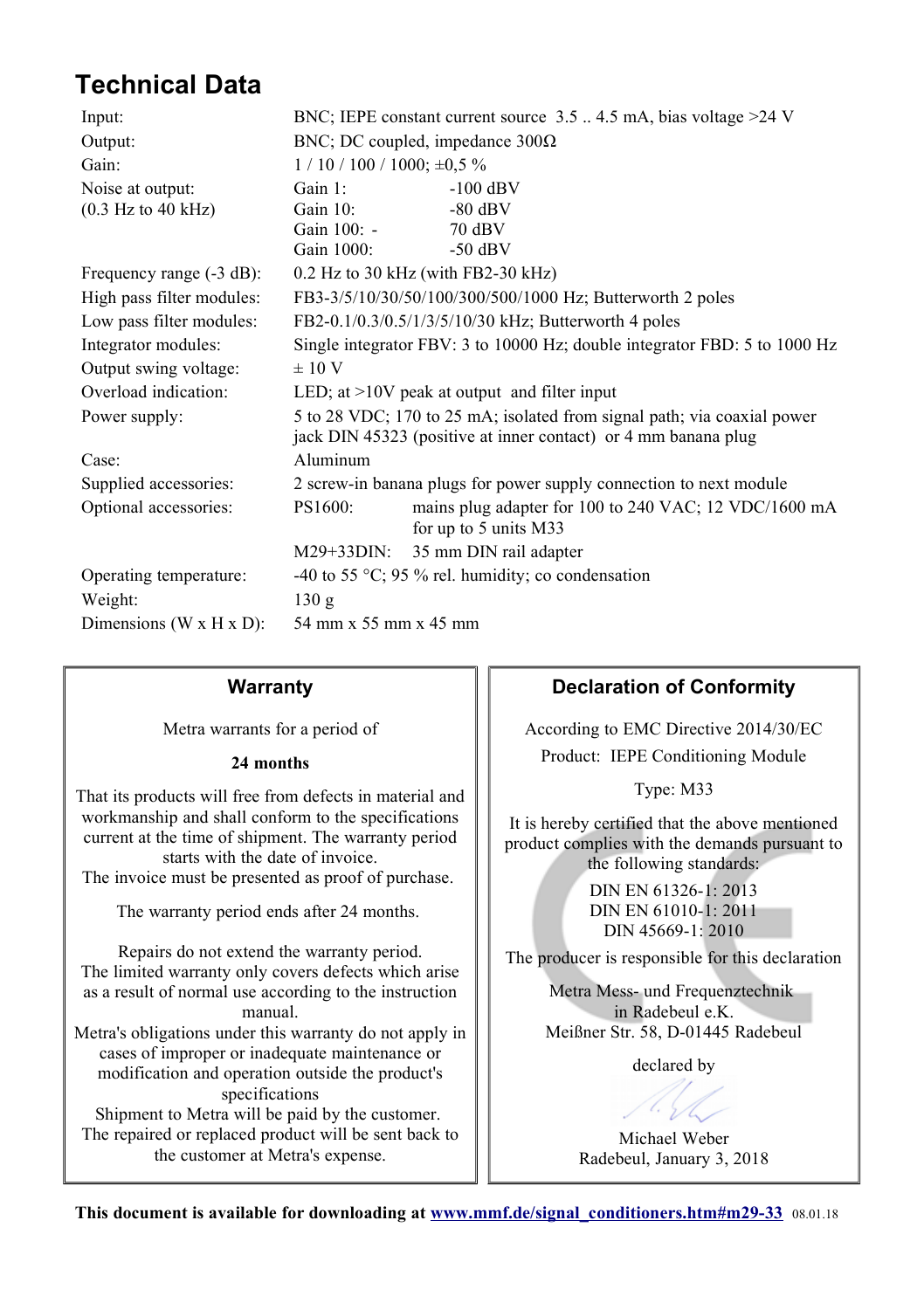# Technical Data

| | |
|---|---|
| Input: | BNC; IEPE constant current source 3.5 .. 4.5 mA, bias voltage >24 V |
| Output: | BNC; DC coupled, impedance 300Ω |
| Gain: | 1 / 10 / 100 / 1000; ±0,5 % |
| Noise at output:<br>(0.3 Hz to 40 kHz) | Gain 1: -100 dBV<br>Gain 10: -80 dBV<br>Gain 100: - 70 dBV<br>Gain 1000: -50 dBV |
| Frequency range (-3 dB): | 0.2 Hz to 30 kHz (with FB2-30 kHz) |
| High pass filter modules: | FB3-3/5/10/30/50/100/300/500/1000 Hz; Butterworth 2 poles |
| Low pass filter modules: | FB2-0.1/0.3/0.5/1/3/5/10/30 kHz; Butterworth 4 poles |
| Integrator modules: | Single integrator FBV: 3 to 10000 Hz; double integrator FBD: 5 to 1000 Hz |
| Output swing voltage: | ± 10 V |
| Overload indication: | LED; at >10V peak at output and filter input |
| Power supply: | 5 to 28 VDC; 170 to 25 mA; isolated from signal path; via coaxial power jack DIN 45323 (positive at inner contact) or 4 mm banana plug |
| Case: | Aluminum |
| Supplied accessories: | 2 screw-in banana plugs for power supply connection to next module |
| Optional accessories: | PS1600: mains plug adapter for 100 to 240 VAC; 12 VDC/1600 mA for up to 5 units M33<br>M29+33DIN: 35 mm DIN rail adapter |
| Operating temperature: | -40 to 55 °C; 95 % rel. humidity; co condensation |
| Weight: | 130 g |
| Dimensions (W x H x D): | 54 mm x 55 mm x 45 mm |

## Warranty

Metra warrants for a period of

**24 months**

That its products will free from defects in material and workmanship and shall conform to the specifications current at the time of shipment. The warranty period starts with the date of invoice.
The invoice must be presented as proof of purchase.

The warranty period ends after 24 months.

Repairs do not extend the warranty period.
The limited warranty only covers defects which arise as a result of normal use according to the instruction manual.
Metra's obligations under this warranty do not apply in cases of improper or inadequate maintenance or modification and operation outside the product's specifications
Shipment to Metra will be paid by the customer.
The repaired or replaced product will be sent back to the customer at Metra's expense.

## Declaration of Conformity

According to EMC Directive 2014/30/EC

Product: IEPE Conditioning Module

Type: M33

It is hereby certified that the above mentioned product complies with the demands pursuant to the following standards:

DIN EN 61326-1: 2013
DIN EN 61010-1: 2011
DIN 45669-1: 2010

The producer is responsible for this declaration

Metra Mess- und Frequenztechnik
in Radebeul e.K.
Meißner Str. 58, D-01445 Radebeul

declared by

Michael Weber
Radebeul, January 3, 2018

**This document is available for downloading at [www.mmf.de/signal_conditioners.htm#m29-33](www.mmf.de/signal_conditioners.htm#m29-33)** 08.01.18